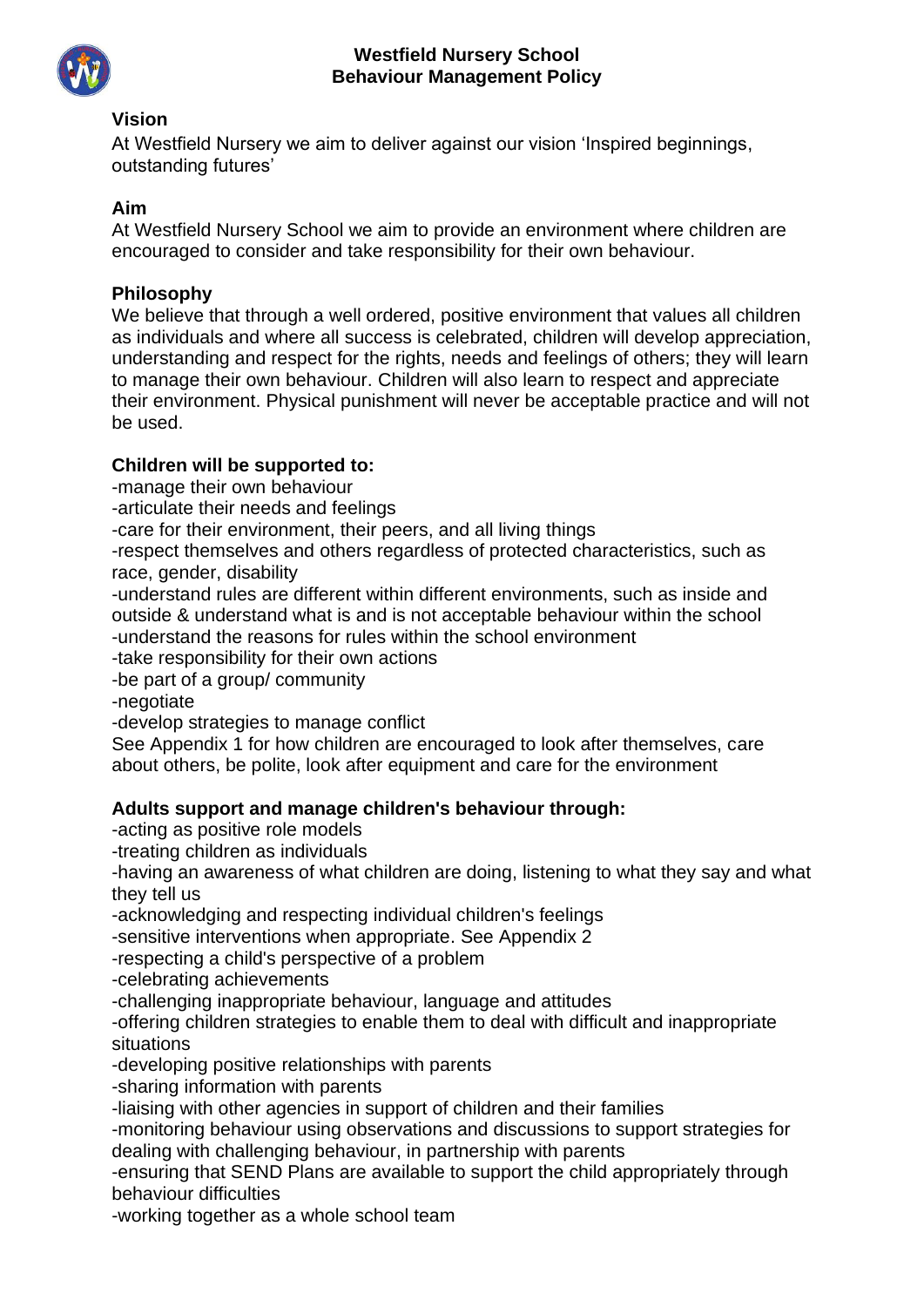# Westfield Nursery School
# Behaviour Management Policy

### Vision

At Westfield Nursery we aim to deliver against our vision 'Inspired beginnings, outstanding futures'

### Aim

At Westfield Nursery School we aim to provide an environment where children are encouraged to consider and take responsibility for their own behaviour.

### Philosophy

We believe that through a well ordered, positive environment that values all children as individuals and where all success is celebrated, children will develop appreciation, understanding and respect for the rights, needs and feelings of others; they will learn to manage their own behaviour. Children will also learn to respect and appreciate their environment. Physical punishment will never be acceptable practice and will not be used.

### Children will be supported to:

-manage their own behaviour
-articulate their needs and feelings
-care for their environment, their peers, and all living things
-respect themselves and others regardless of protected characteristics, such as race, gender, disability
-understand rules are different within different environments, such as inside and outside & understand what is and is not acceptable behaviour within the school
-understand the reasons for rules within the school environment
-take responsibility for their own actions
-be part of a group/ community
-negotiate
-develop strategies to manage conflict

See Appendix 1 for how children are encouraged to look after themselves, care about others, be polite, look after equipment and care for the environment

### Adults support and manage children's behaviour through:

-acting as positive role models
-treating children as individuals
-having an awareness of what children are doing, listening to what they say and what they tell us
-acknowledging and respecting individual children's feelings
-sensitive interventions when appropriate. See Appendix 2
-respecting a child's perspective of a problem
-celebrating achievements
-challenging inappropriate behaviour, language and attitudes
-offering children strategies to enable them to deal with difficult and inappropriate situations
-developing positive relationships with parents
-sharing information with parents
-liaising with other agencies in support of children and their families
-monitoring behaviour using observations and discussions to support strategies for dealing with challenging behaviour, in partnership with parents
-ensuring that SEND Plans are available to support the child appropriately through behaviour difficulties
-working together as a whole school team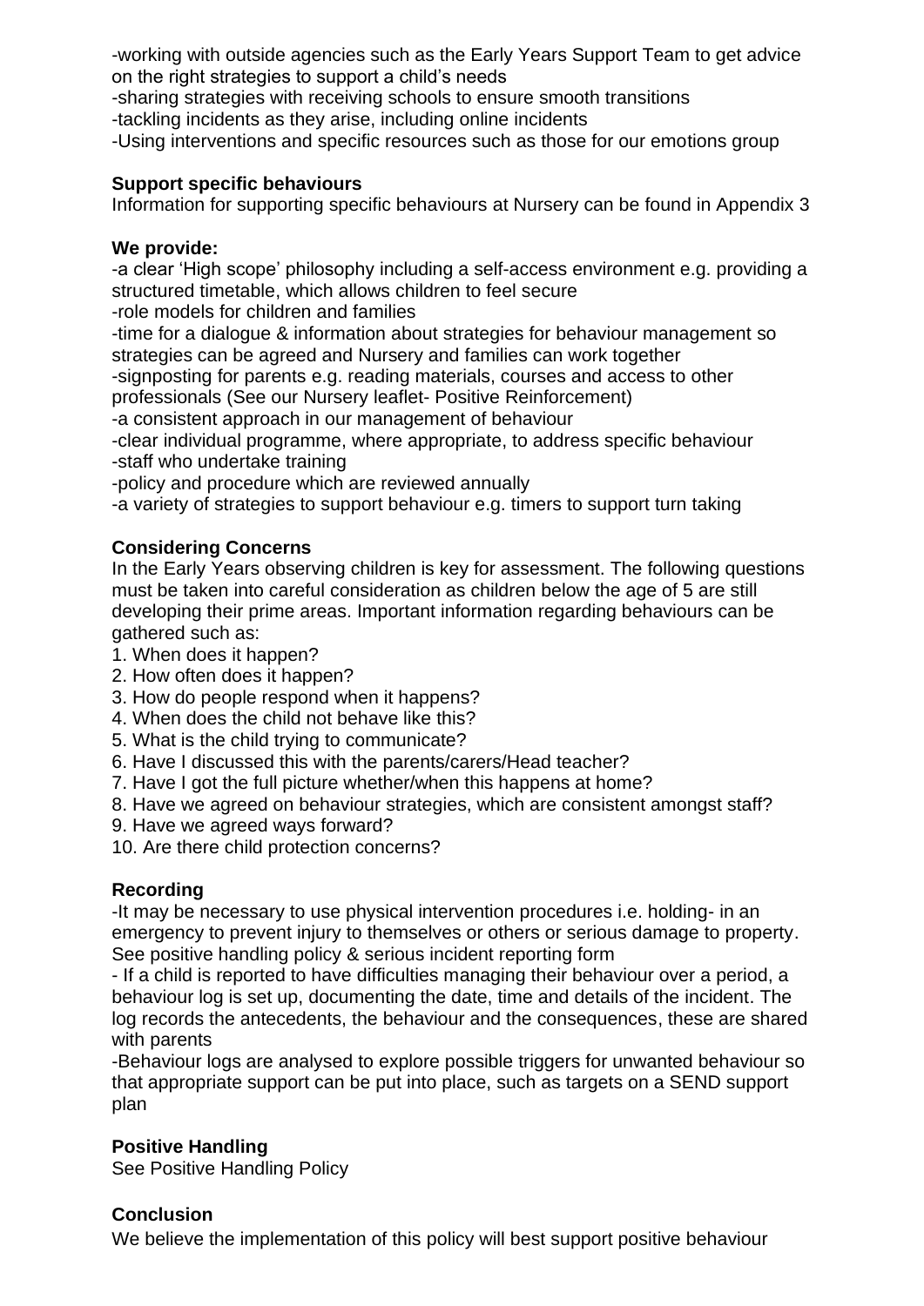-working with outside agencies such as the Early Years Support Team to get advice on the right strategies to support a child's needs
-sharing strategies with receiving schools to ensure smooth transitions
-tackling incidents as they arise, including online incidents
-Using interventions and specific resources such as those for our emotions group

**Support specific behaviours**
Information for supporting specific behaviours at Nursery can be found in Appendix 3

**We provide:**
-a clear 'High scope' philosophy including a self-access environment e.g. providing a structured timetable, which allows children to feel secure
-role models for children and families
-time for a dialogue & information about strategies for behaviour management so strategies can be agreed and Nursery and families can work together
-signposting for parents e.g. reading materials, courses and access to other professionals (See our Nursery leaflet- Positive Reinforcement)
-a consistent approach in our management of behaviour
-clear individual programme, where appropriate, to address specific behaviour
-staff who undertake training
-policy and procedure which are reviewed annually
-a variety of strategies to support behaviour e.g. timers to support turn taking

**Considering Concerns**
In the Early Years observing children is key for assessment. The following questions must be taken into careful consideration as children below the age of 5 are still developing their prime areas. Important information regarding behaviours can be gathered such as:

1. When does it happen?
2. How often does it happen?
3. How do people respond when it happens?
4. When does the child not behave like this?
5. What is the child trying to communicate?
6. Have I discussed this with the parents/carers/Head teacher?
7. Have I got the full picture whether/when this happens at home?
8. Have we agreed on behaviour strategies, which are consistent amongst staff?
9. Have we agreed ways forward?
10. Are there child protection concerns?

**Recording**
-It may be necessary to use physical intervention procedures i.e. holding- in an emergency to prevent injury to themselves or others or serious damage to property. See positive handling policy & serious incident reporting form
- If a child is reported to have difficulties managing their behaviour over a period, a behaviour log is set up, documenting the date, time and details of the incident. The log records the antecedents, the behaviour and the consequences, these are shared with parents
-Behaviour logs are analysed to explore possible triggers for unwanted behaviour so that appropriate support can be put into place, such as targets on a SEND support plan

**Positive Handling**
See Positive Handling Policy

**Conclusion**
We believe the implementation of this policy will best support positive behaviour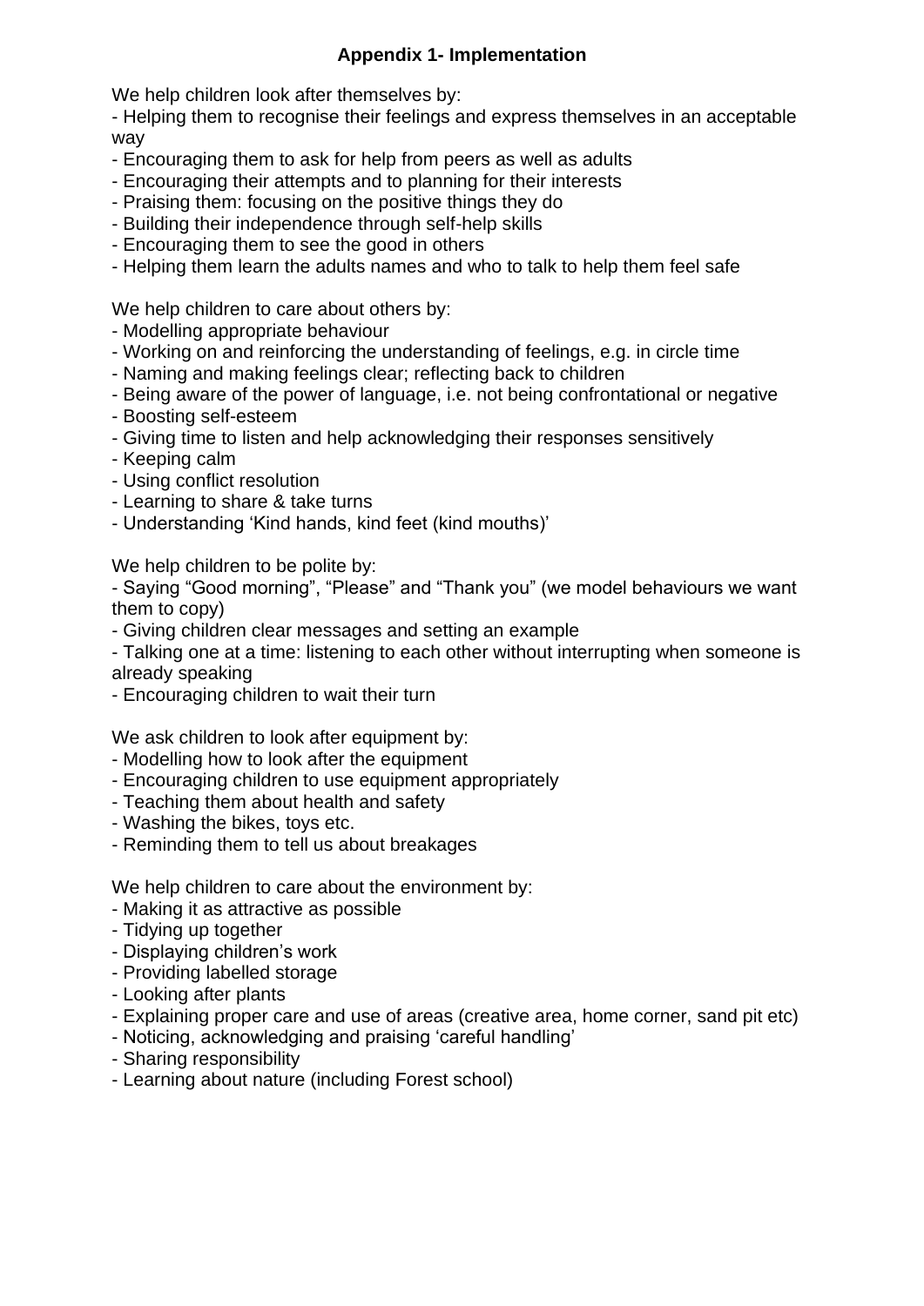## Appendix 1- Implementation

We help children look after themselves by:

- Helping them to recognise their feelings and express themselves in an acceptable way
- Encouraging them to ask for help from peers as well as adults
- Encouraging their attempts and to planning for their interests
- Praising them: focusing on the positive things they do
- Building their independence through self-help skills
- Encouraging them to see the good in others
- Helping them learn the adults names and who to talk to help them feel safe

We help children to care about others by:

- Modelling appropriate behaviour
- Working on and reinforcing the understanding of feelings, e.g. in circle time
- Naming and making feelings clear; reflecting back to children
- Being aware of the power of language, i.e. not being confrontational or negative
- Boosting self-esteem
- Giving time to listen and help acknowledging their responses sensitively
- Keeping calm
- Using conflict resolution
- Learning to share & take turns
- Understanding 'Kind hands, kind feet (kind mouths)'

We help children to be polite by:

- Saying "Good morning", "Please" and "Thank you" (we model behaviours we want them to copy)
- Giving children clear messages and setting an example
- Talking one at a time: listening to each other without interrupting when someone is already speaking
- Encouraging children to wait their turn

We ask children to look after equipment by:

- Modelling how to look after the equipment
- Encouraging children to use equipment appropriately
- Teaching them about health and safety
- Washing the bikes, toys etc.
- Reminding them to tell us about breakages

We help children to care about the environment by:

- Making it as attractive as possible
- Tidying up together
- Displaying children's work
- Providing labelled storage
- Looking after plants
- Explaining proper care and use of areas (creative area, home corner, sand pit etc)
- Noticing, acknowledging and praising 'careful handling'
- Sharing responsibility
- Learning about nature (including Forest school)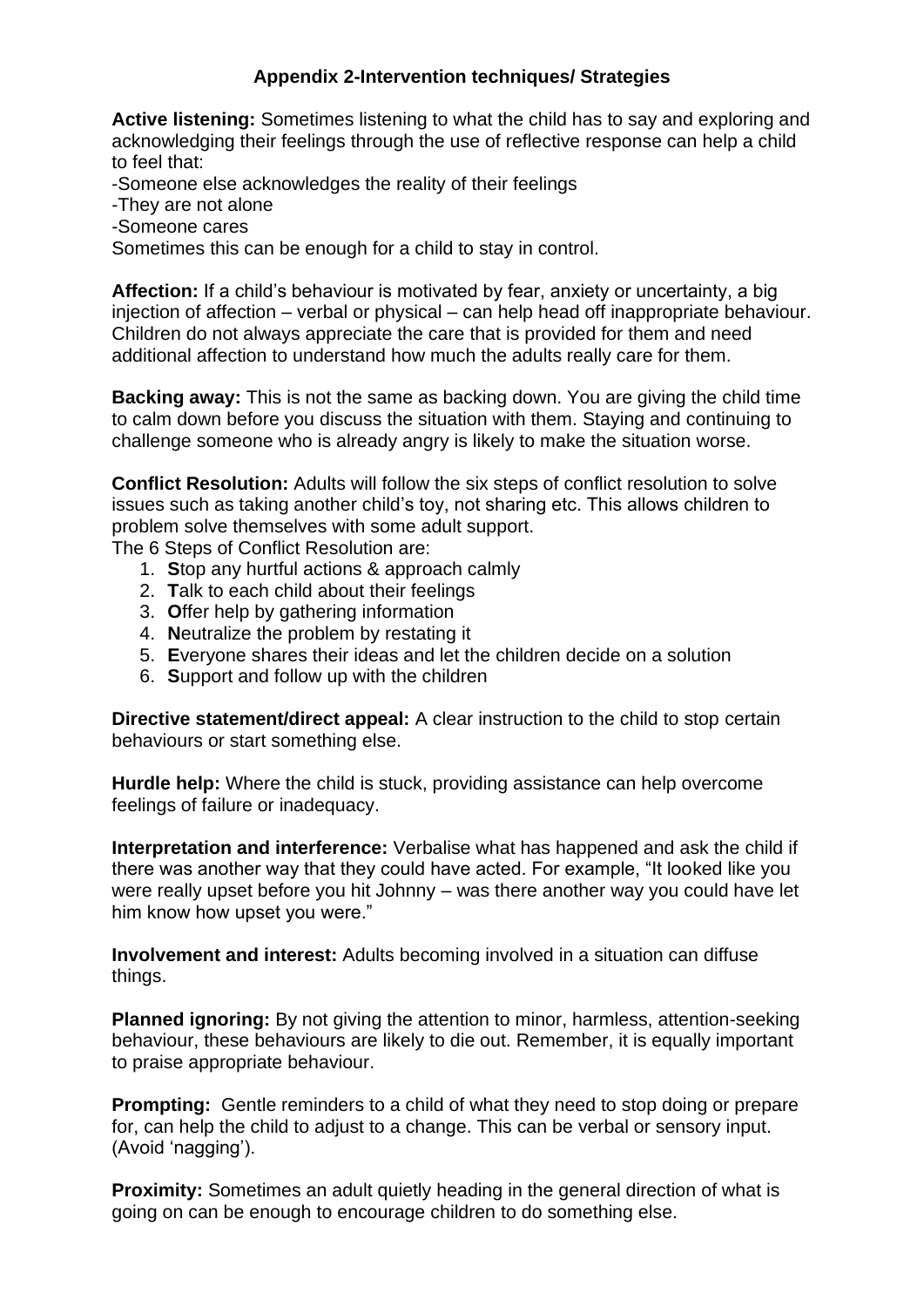## Appendix 2-Intervention techniques/ Strategies

**Active listening:** Sometimes listening to what the child has to say and exploring and acknowledging their feelings through the use of reflective response can help a child to feel that:
-Someone else acknowledges the reality of their feelings
-They are not alone
-Someone cares
Sometimes this can be enough for a child to stay in control.

**Affection:** If a child's behaviour is motivated by fear, anxiety or uncertainty, a big injection of affection – verbal or physical – can help head off inappropriate behaviour. Children do not always appreciate the care that is provided for them and need additional affection to understand how much the adults really care for them.

**Backing away:** This is not the same as backing down. You are giving the child time to calm down before you discuss the situation with them. Staying and continuing to challenge someone who is already angry is likely to make the situation worse.

**Conflict Resolution:** Adults will follow the six steps of conflict resolution to solve issues such as taking another child's toy, not sharing etc. This allows children to problem solve themselves with some adult support.
The 6 Steps of Conflict Resolution are:

1. **S**top any hurtful actions & approach calmly
2. **T**alk to each child about their feelings
3. **O**ffer help by gathering information
4. **N**eutralize the problem by restating it
5. **E**veryone shares their ideas and let the children decide on a solution
6. **S**upport and follow up with the children

**Directive statement/direct appeal:** A clear instruction to the child to stop certain behaviours or start something else.

**Hurdle help:** Where the child is stuck, providing assistance can help overcome feelings of failure or inadequacy.

**Interpretation and interference:** Verbalise what has happened and ask the child if there was another way that they could have acted. For example, "It looked like you were really upset before you hit Johnny – was there another way you could have let him know how upset you were."

**Involvement and interest:** Adults becoming involved in a situation can diffuse things.

**Planned ignoring:** By not giving the attention to minor, harmless, attention-seeking behaviour, these behaviours are likely to die out. Remember, it is equally important to praise appropriate behaviour.

**Prompting:** Gentle reminders to a child of what they need to stop doing or prepare for, can help the child to adjust to a change. This can be verbal or sensory input. (Avoid 'nagging').

**Proximity:** Sometimes an adult quietly heading in the general direction of what is going on can be enough to encourage children to do something else.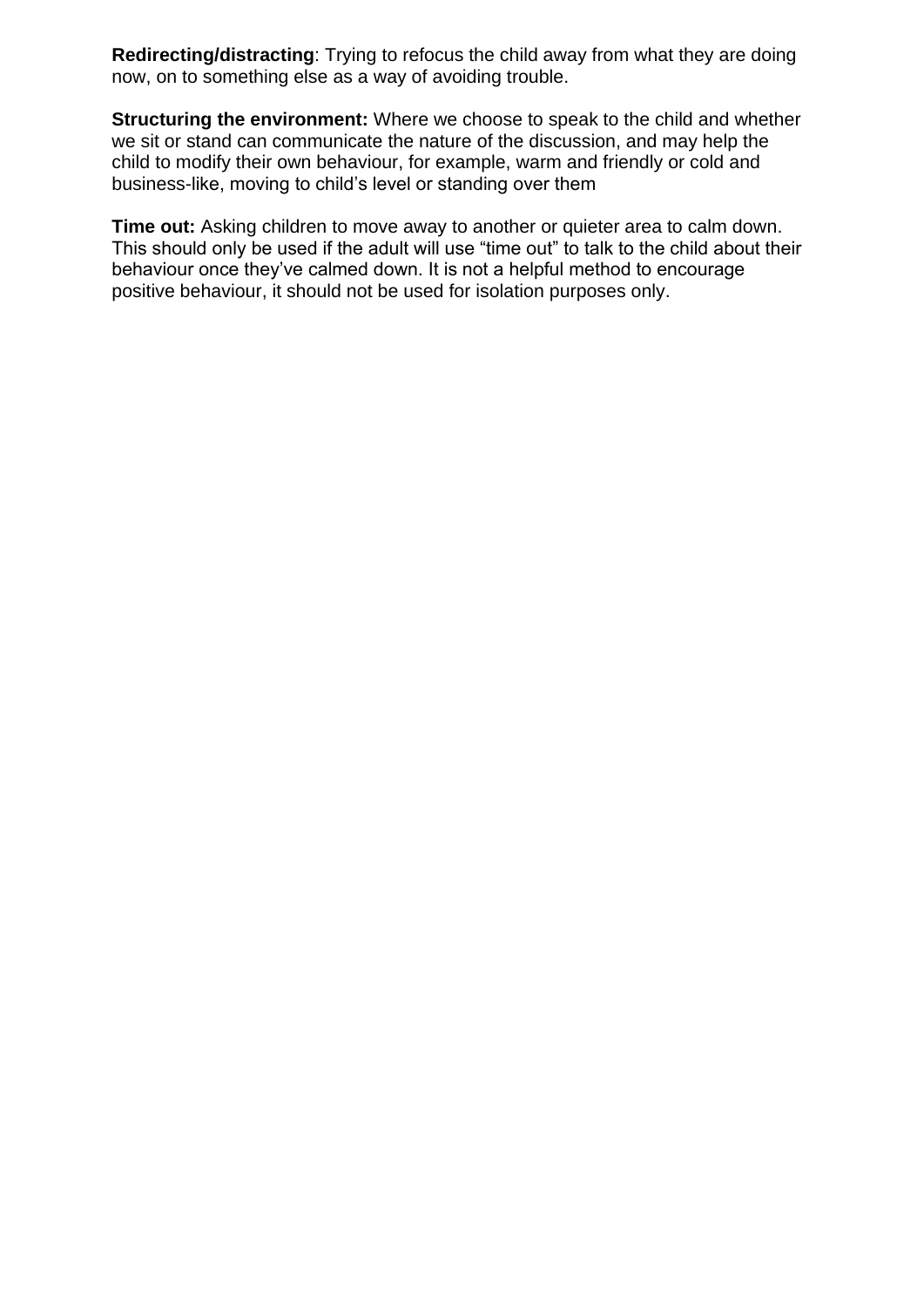**Redirecting/distracting**: Trying to refocus the child away from what they are doing now, on to something else as a way of avoiding trouble.

**Structuring the environment:** Where we choose to speak to the child and whether we sit or stand can communicate the nature of the discussion, and may help the child to modify their own behaviour, for example, warm and friendly or cold and business-like, moving to child's level or standing over them

**Time out:** Asking children to move away to another or quieter area to calm down. This should only be used if the adult will use "time out" to talk to the child about their behaviour once they've calmed down. It is not a helpful method to encourage positive behaviour, it should not be used for isolation purposes only.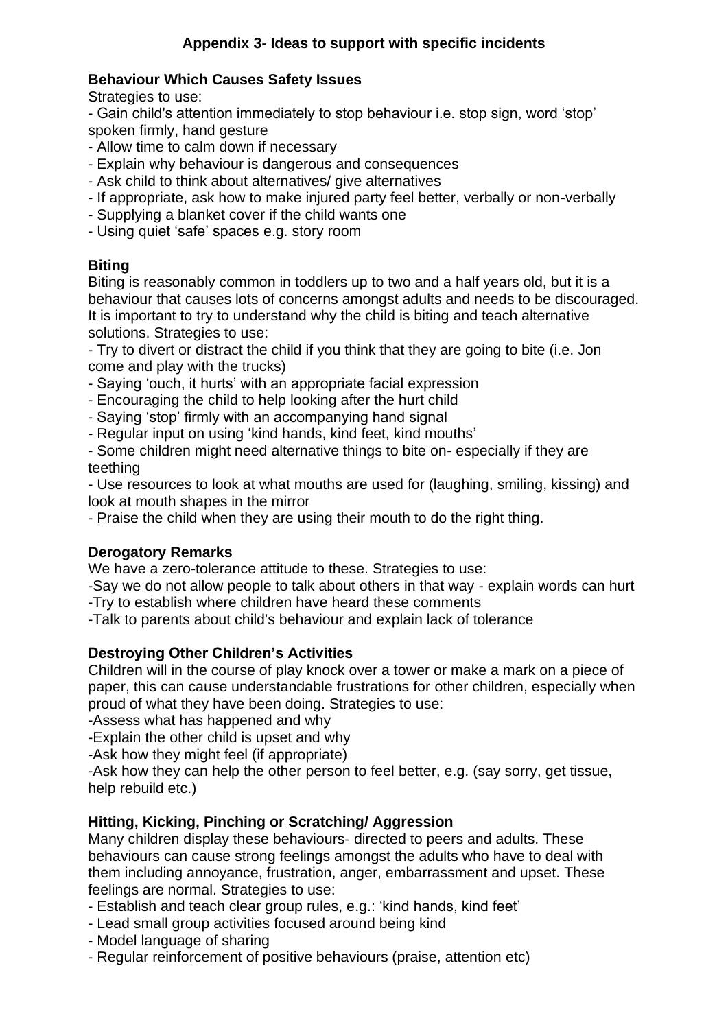## Appendix 3- Ideas to support with specific incidents

### Behaviour Which Causes Safety Issues

Strategies to use:

- Gain child's attention immediately to stop behaviour i.e. stop sign, word 'stop' spoken firmly, hand gesture
- Allow time to calm down if necessary
- Explain why behaviour is dangerous and consequences
- Ask child to think about alternatives/ give alternatives
- If appropriate, ask how to make injured party feel better, verbally or non-verbally
- Supplying a blanket cover if the child wants one
- Using quiet 'safe' spaces e.g. story room

### Biting

Biting is reasonably common in toddlers up to two and a half years old, but it is a behaviour that causes lots of concerns amongst adults and needs to be discouraged. It is important to try to understand why the child is biting and teach alternative solutions. Strategies to use:

- Try to divert or distract the child if you think that they are going to bite (i.e. Jon come and play with the trucks)
- Saying 'ouch, it hurts' with an appropriate facial expression
- Encouraging the child to help looking after the hurt child
- Saying 'stop' firmly with an accompanying hand signal
- Regular input on using 'kind hands, kind feet, kind mouths'
- Some children might need alternative things to bite on- especially if they are teething
- Use resources to look at what mouths are used for (laughing, smiling, kissing) and look at mouth shapes in the mirror
- Praise the child when they are using their mouth to do the right thing.

### Derogatory Remarks

We have a zero-tolerance attitude to these. Strategies to use:

- Say we do not allow people to talk about others in that way - explain words can hurt
- Try to establish where children have heard these comments
- Talk to parents about child's behaviour and explain lack of tolerance

### Destroying Other Children's Activities

Children will in the course of play knock over a tower or make a mark on a piece of paper, this can cause understandable frustrations for other children, especially when proud of what they have been doing. Strategies to use:

- Assess what has happened and why
- Explain the other child is upset and why
- Ask how they might feel (if appropriate)
- Ask how they can help the other person to feel better, e.g. (say sorry, get tissue, help rebuild etc.)

### Hitting, Kicking, Pinching or Scratching/ Aggression

Many children display these behaviours- directed to peers and adults. These behaviours can cause strong feelings amongst the adults who have to deal with them including annoyance, frustration, anger, embarrassment and upset. These feelings are normal. Strategies to use:

- Establish and teach clear group rules, e.g.: 'kind hands, kind feet'
- Lead small group activities focused around being kind
- Model language of sharing
- Regular reinforcement of positive behaviours (praise, attention etc)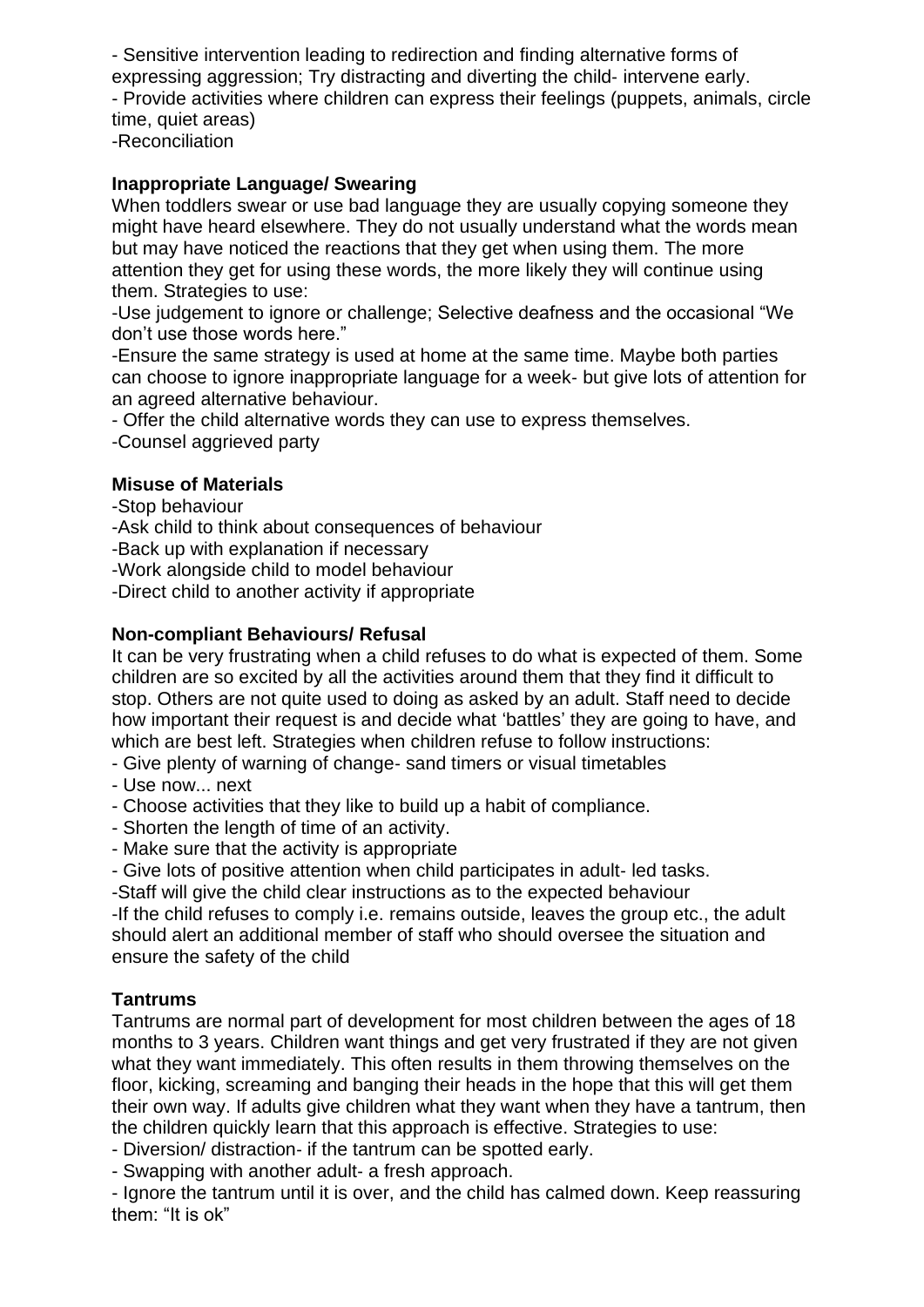- Sensitive intervention leading to redirection and finding alternative forms of expressing aggression; Try distracting and diverting the child- intervene early.
- Provide activities where children can express their feelings (puppets, animals, circle time, quiet areas)
-Reconciliation

**Inappropriate Language/ Swearing**

When toddlers swear or use bad language they are usually copying someone they might have heard elsewhere. They do not usually understand what the words mean but may have noticed the reactions that they get when using them. The more attention they get for using these words, the more likely they will continue using them. Strategies to use:

-Use judgement to ignore or challenge; Selective deafness and the occasional "We don't use those words here."
-Ensure the same strategy is used at home at the same time. Maybe both parties can choose to ignore inappropriate language for a week- but give lots of attention for an agreed alternative behaviour.
- Offer the child alternative words they can use to express themselves.
-Counsel aggrieved party

**Misuse of Materials**

-Stop behaviour
-Ask child to think about consequences of behaviour
-Back up with explanation if necessary
-Work alongside child to model behaviour
-Direct child to another activity if appropriate

**Non-compliant Behaviours/ Refusal**

It can be very frustrating when a child refuses to do what is expected of them. Some children are so excited by all the activities around them that they find it difficult to stop. Others are not quite used to doing as asked by an adult. Staff need to decide how important their request is and decide what 'battles' they are going to have, and which are best left. Strategies when children refuse to follow instructions:

- Give plenty of warning of change- sand timers or visual timetables
- Use now... next
- Choose activities that they like to build up a habit of compliance.
- Shorten the length of time of an activity.
- Make sure that the activity is appropriate
- Give lots of positive attention when child participates in adult- led tasks.
-Staff will give the child clear instructions as to the expected behaviour
-If the child refuses to comply i.e. remains outside, leaves the group etc., the adult should alert an additional member of staff who should oversee the situation and ensure the safety of the child

**Tantrums**

Tantrums are normal part of development for most children between the ages of 18 months to 3 years. Children want things and get very frustrated if they are not given what they want immediately. This often results in them throwing themselves on the floor, kicking, screaming and banging their heads in the hope that this will get them their own way. If adults give children what they want when they have a tantrum, then the children quickly learn that this approach is effective. Strategies to use:

- Diversion/ distraction- if the tantrum can be spotted early.
- Swapping with another adult- a fresh approach.
- Ignore the tantrum until it is over, and the child has calmed down. Keep reassuring them: "It is ok"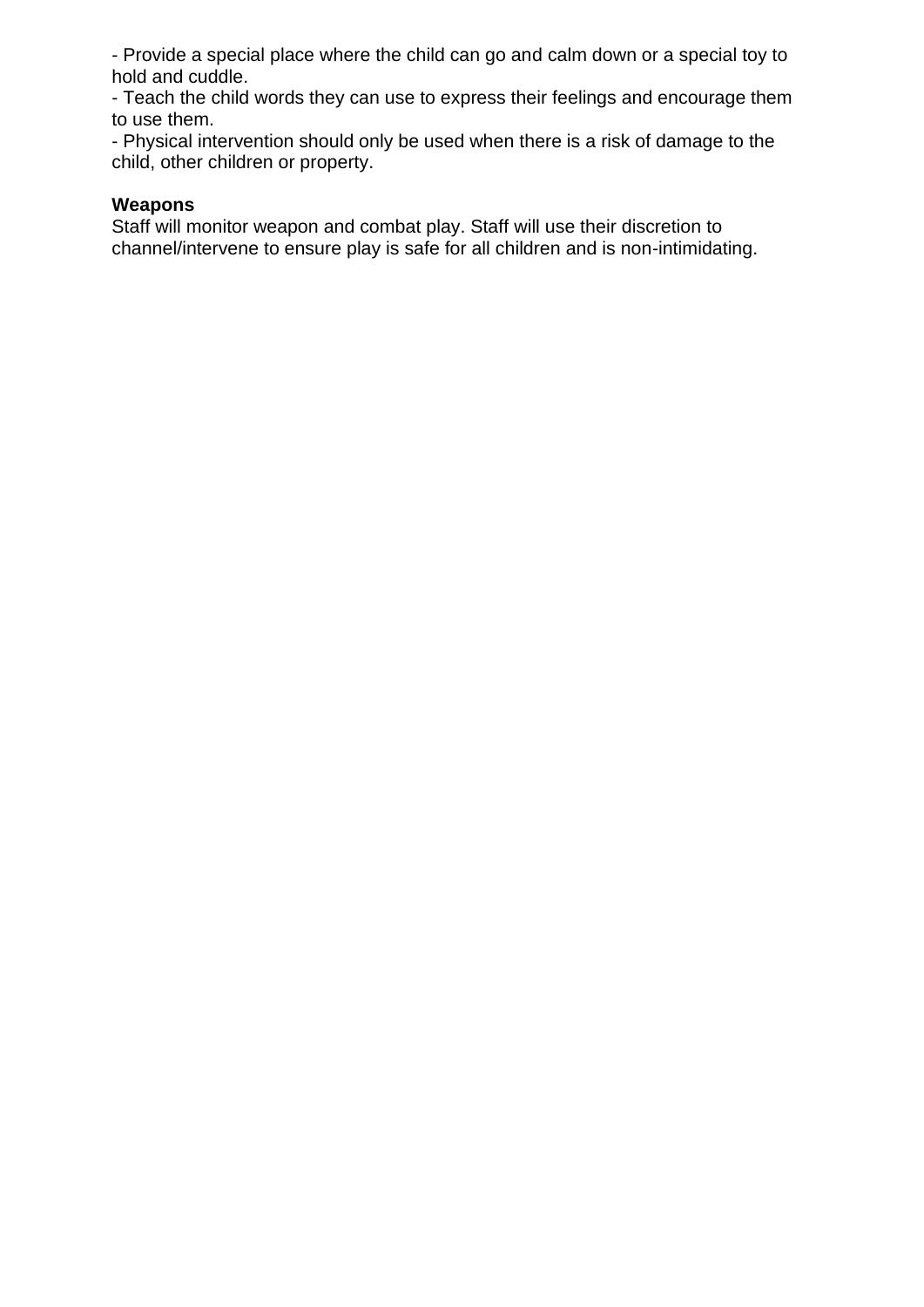- Provide a special place where the child can go and calm down or a special toy to hold and cuddle.
- Teach the child words they can use to express their feelings and encourage them to use them.
- Physical intervention should only be used when there is a risk of damage to the child, other children or property.

**Weapons**

Staff will monitor weapon and combat play. Staff will use their discretion to channel/intervene to ensure play is safe for all children and is non-intimidating.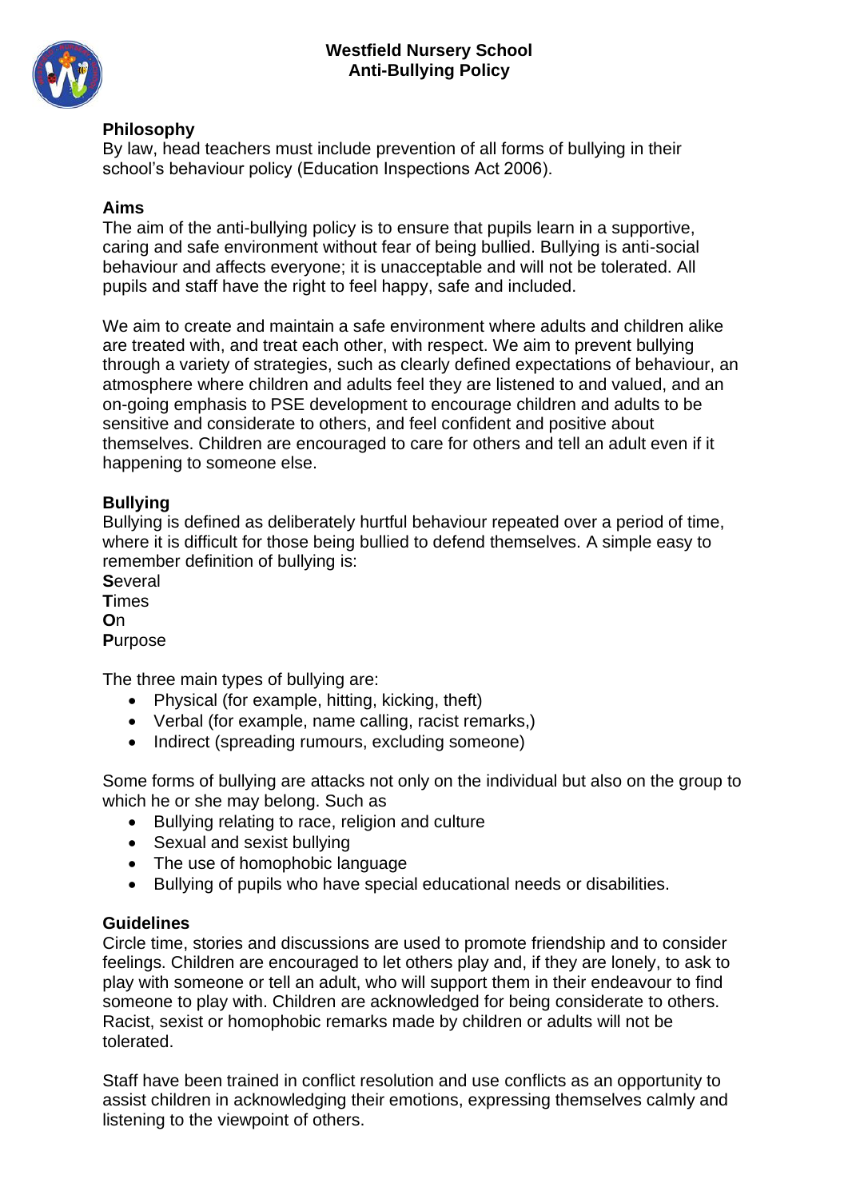**Westfield Nursery School**
**Anti-Bullying Policy**

## Philosophy

By law, head teachers must include prevention of all forms of bullying in their school's behaviour policy (Education Inspections Act 2006).

## Aims

The aim of the anti-bullying policy is to ensure that pupils learn in a supportive, caring and safe environment without fear of being bullied. Bullying is anti-social behaviour and affects everyone; it is unacceptable and will not be tolerated. All pupils and staff have the right to feel happy, safe and included.

We aim to create and maintain a safe environment where adults and children alike are treated with, and treat each other, with respect. We aim to prevent bullying through a variety of strategies, such as clearly defined expectations of behaviour, an atmosphere where children and adults feel they are listened to and valued, and an on-going emphasis to PSE development to encourage children and adults to be sensitive and considerate to others, and feel confident and positive about themselves. Children are encouraged to care for others and tell an adult even if it happening to someone else.

## Bullying

Bullying is defined as deliberately hurtful behaviour repeated over a period of time, where it is difficult for those being bullied to defend themselves. A simple easy to remember definition of bullying is:

**S**everal
**T**imes
**O**n
**P**urpose

The three main types of bullying are:

- Physical (for example, hitting, kicking, theft)
- Verbal (for example, name calling, racist remarks,)
- Indirect (spreading rumours, excluding someone)

Some forms of bullying are attacks not only on the individual but also on the group to which he or she may belong. Such as

- Bullying relating to race, religion and culture
- Sexual and sexist bullying
- The use of homophobic language
- Bullying of pupils who have special educational needs or disabilities.

## Guidelines

Circle time, stories and discussions are used to promote friendship and to consider feelings. Children are encouraged to let others play and, if they are lonely, to ask to play with someone or tell an adult, who will support them in their endeavour to find someone to play with. Children are acknowledged for being considerate to others. Racist, sexist or homophobic remarks made by children or adults will not be tolerated.

Staff have been trained in conflict resolution and use conflicts as an opportunity to assist children in acknowledging their emotions, expressing themselves calmly and listening to the viewpoint of others.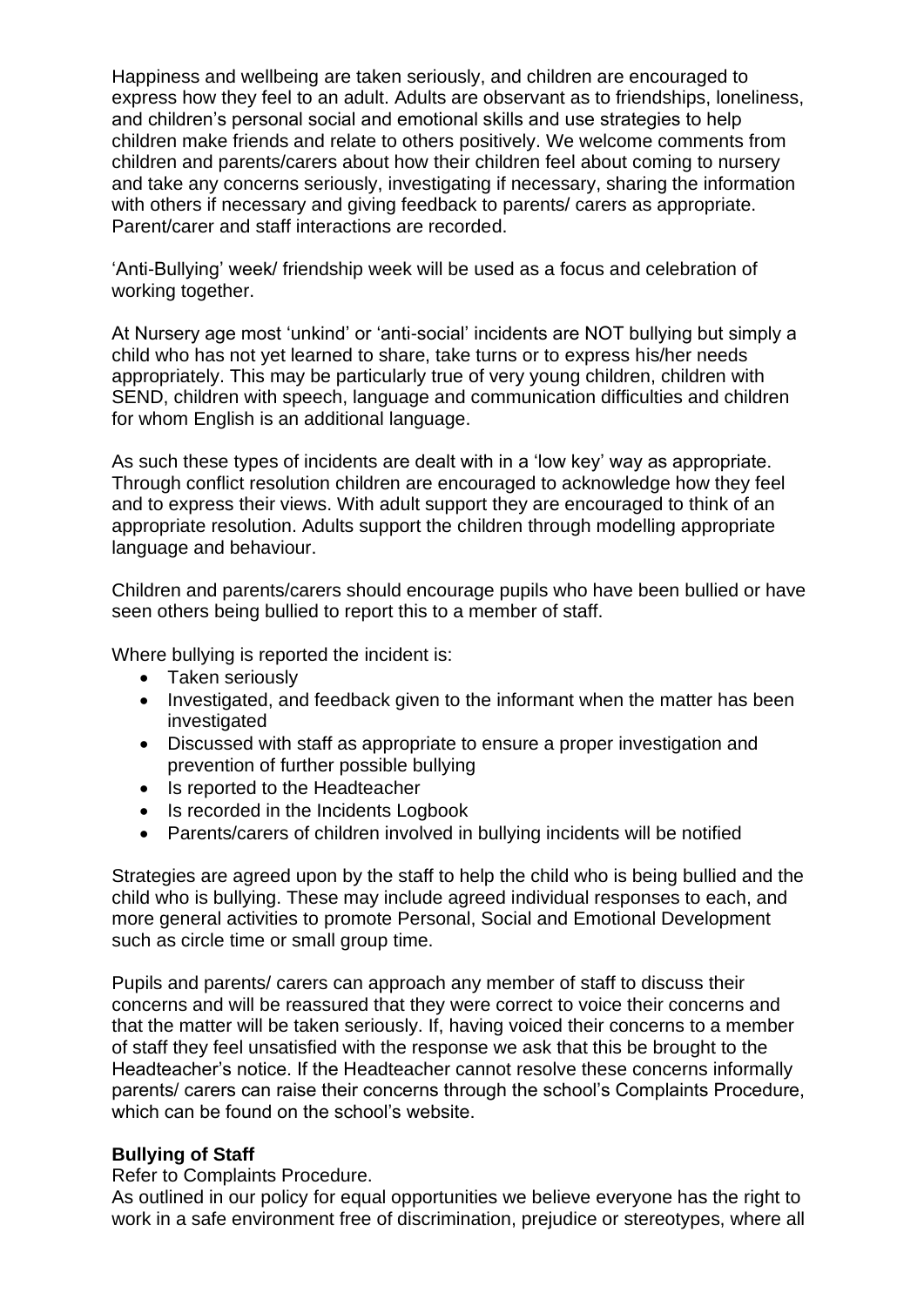Happiness and wellbeing are taken seriously, and children are encouraged to express how they feel to an adult. Adults are observant as to friendships, loneliness, and children's personal social and emotional skills and use strategies to help children make friends and relate to others positively. We welcome comments from children and parents/carers about how their children feel about coming to nursery and take any concerns seriously, investigating if necessary, sharing the information with others if necessary and giving feedback to parents/ carers as appropriate. Parent/carer and staff interactions are recorded.

'Anti-Bullying' week/ friendship week will be used as a focus and celebration of working together.

At Nursery age most 'unkind' or 'anti-social' incidents are NOT bullying but simply a child who has not yet learned to share, take turns or to express his/her needs appropriately. This may be particularly true of very young children, children with SEND, children with speech, language and communication difficulties and children for whom English is an additional language.

As such these types of incidents are dealt with in a 'low key' way as appropriate. Through conflict resolution children are encouraged to acknowledge how they feel and to express their views. With adult support they are encouraged to think of an appropriate resolution. Adults support the children through modelling appropriate language and behaviour.

Children and parents/carers should encourage pupils who have been bullied or have seen others being bullied to report this to a member of staff.

Where bullying is reported the incident is:

- Taken seriously
- Investigated, and feedback given to the informant when the matter has been investigated
- Discussed with staff as appropriate to ensure a proper investigation and prevention of further possible bullying
- Is reported to the Headteacher
- Is recorded in the Incidents Logbook
- Parents/carers of children involved in bullying incidents will be notified

Strategies are agreed upon by the staff to help the child who is being bullied and the child who is bullying. These may include agreed individual responses to each, and more general activities to promote Personal, Social and Emotional Development such as circle time or small group time.

Pupils and parents/ carers can approach any member of staff to discuss their concerns and will be reassured that they were correct to voice their concerns and that the matter will be taken seriously. If, having voiced their concerns to a member of staff they feel unsatisfied with the response we ask that this be brought to the Headteacher's notice. If the Headteacher cannot resolve these concerns informally parents/ carers can raise their concerns through the school's Complaints Procedure, which can be found on the school's website.

**Bullying of Staff**

Refer to Complaints Procedure.

As outlined in our policy for equal opportunities we believe everyone has the right to work in a safe environment free of discrimination, prejudice or stereotypes, where all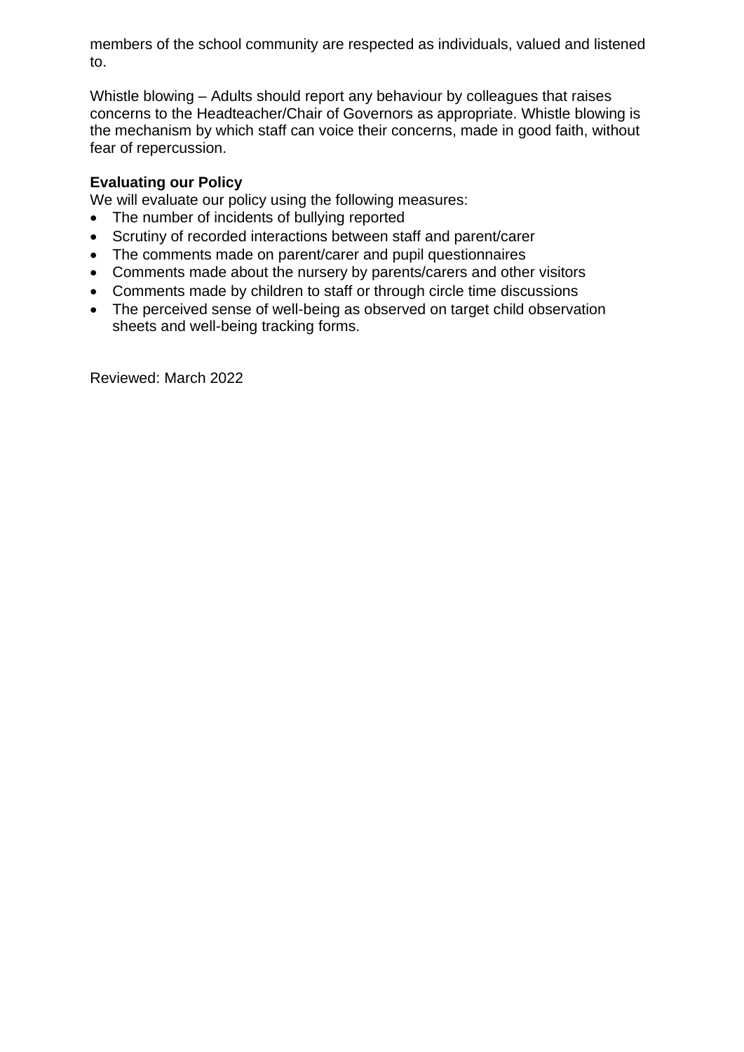members of the school community are respected as individuals, valued and listened to.

Whistle blowing – Adults should report any behaviour by colleagues that raises concerns to the Headteacher/Chair of Governors as appropriate. Whistle blowing is the mechanism by which staff can voice their concerns, made in good faith, without fear of repercussion.

**Evaluating our Policy**

We will evaluate our policy using the following measures:

- The number of incidents of bullying reported
- Scrutiny of recorded interactions between staff and parent/carer
- The comments made on parent/carer and pupil questionnaires
- Comments made about the nursery by parents/carers and other visitors
- Comments made by children to staff or through circle time discussions
- The perceived sense of well-being as observed on target child observation sheets and well-being tracking forms.

Reviewed: March 2022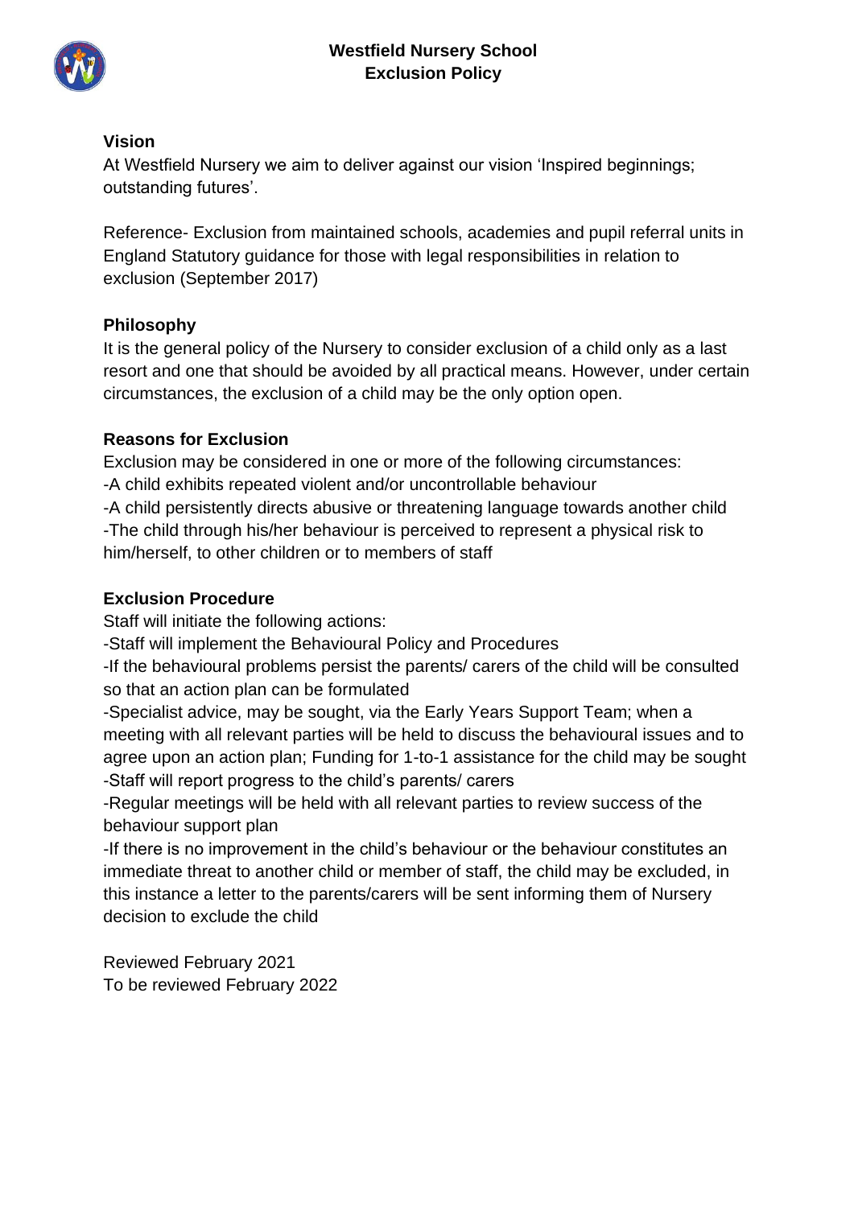**Westfield Nursery School**
**Exclusion Policy**

### Vision

At Westfield Nursery we aim to deliver against our vision 'Inspired beginnings; outstanding futures'.

Reference- Exclusion from maintained schools, academies and pupil referral units in England Statutory guidance for those with legal responsibilities in relation to exclusion (September 2017)

### Philosophy

It is the general policy of the Nursery to consider exclusion of a child only as a last resort and one that should be avoided by all practical means. However, under certain circumstances, the exclusion of a child may be the only option open.

### Reasons for Exclusion

Exclusion may be considered in one or more of the following circumstances:

- A child exhibits repeated violent and/or uncontrollable behaviour
- A child persistently directs abusive or threatening language towards another child
- The child through his/her behaviour is perceived to represent a physical risk to him/herself, to other children or to members of staff

### Exclusion Procedure

Staff will initiate the following actions:

- Staff will implement the Behavioural Policy and Procedures
- If the behavioural problems persist the parents/ carers of the child will be consulted so that an action plan can be formulated
- Specialist advice, may be sought, via the Early Years Support Team; when a meeting with all relevant parties will be held to discuss the behavioural issues and to agree upon an action plan; Funding for 1-to-1 assistance for the child may be sought
- Staff will report progress to the child's parents/ carers
- Regular meetings will be held with all relevant parties to review success of the behaviour support plan
- If there is no improvement in the child's behaviour or the behaviour constitutes an immediate threat to another child or member of staff, the child may be excluded, in this instance a letter to the parents/carers will be sent informing them of Nursery decision to exclude the child

Reviewed February 2021
To be reviewed February 2022